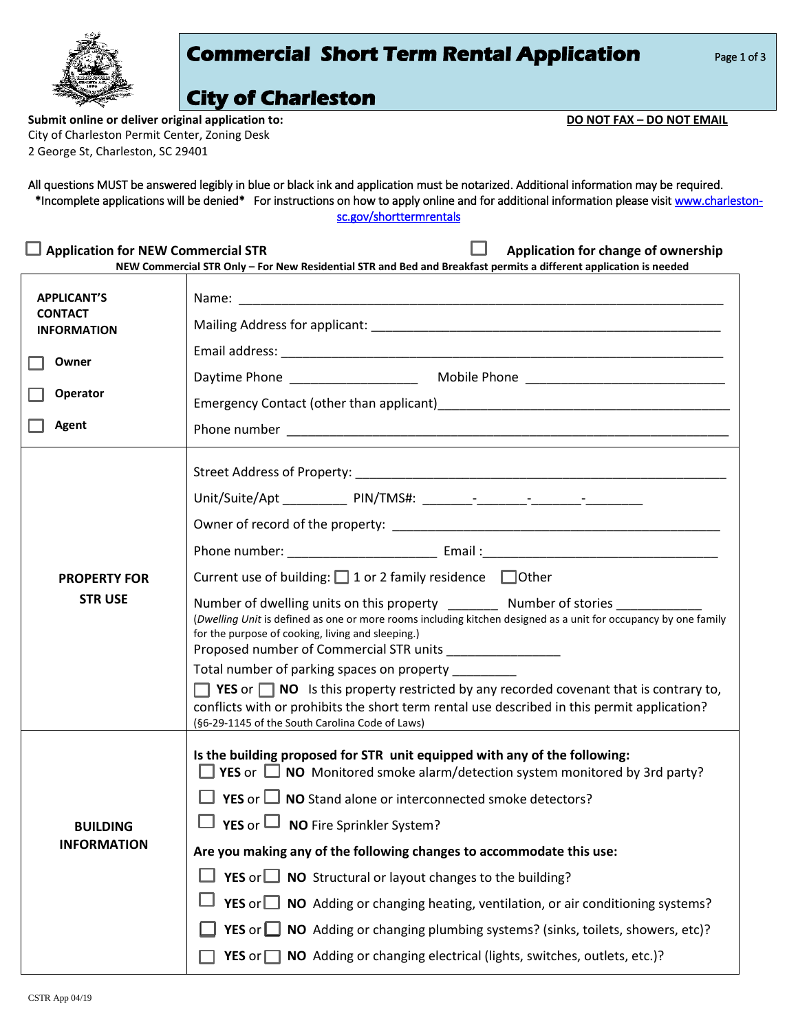# Commercial Short Term Rental Application

## City of Charleston

**Submit online or deliver original application to:**
City of Charleston Permit Center, Zoning Desk
2 George St, Charleston, SC 29401

**DO NOT FAX – DO NOT EMAIL**

All questions MUST be answered legibly in blue or black ink and application must be notarized. Additional information may be required.
**\*Incomplete applications will be denied\*** For instructions on how to apply online and for additional information please visit www.charleston-sc.gov/shorttermrentals

☐ **Application for NEW Commercial STR** ☐ **Application for change of ownership**

**NEW Commercial STR Only – For New Residential STR and Bed and Breakfast permits a different application is needed**

| | |
|---|---|
| **APPLICANT'S CONTACT INFORMATION**<br><br>☐ **Owner**<br>☐ **Operator**<br>☐ **Agent** | Name: ______________________________<br>Mailing Address for applicant: ______________________________<br>Email address: ______________________________<br>Daytime Phone ________________ Mobile Phone ________________<br>Emergency Contact (other than applicant) ______________________________<br>Phone number ______________________________ |
| **PROPERTY FOR STR USE** | Street Address of Property: ______________________________<br>Unit/Suite/Apt _________ PIN/TMS#: _______-_______-_______-________<br>Owner of record of the property: ______________________________<br>Phone number: ____________________ Email: ______________________________<br>Current use of building: ☐ 1 or 2 family residence ☐ Other<br>Number of dwelling units on this property _______ Number of stories ___________<br>(*Dwelling Unit* is defined as one or more rooms including kitchen designed as a unit for occupancy by one family for the purpose of cooking, living and sleeping.)<br>Proposed number of Commercial STR units ______________<br>Total number of parking spaces on property _________<br>☐ **YES** or ☐ **NO** Is this property restricted by any recorded covenant that is contrary to, conflicts with or prohibits the short term rental use described in this permit application? (§6-29-1145 of the South Carolina Code of Laws) |
| **BUILDING INFORMATION** | **Is the building proposed for STR unit equipped with any of the following:**<br>☐ **YES** or ☐ **NO** Monitored smoke alarm/detection system monitored by 3rd party?<br>☐ **YES** or ☐ **NO** Stand alone or interconnected smoke detectors?<br>☐ **YES** or ☐ **NO** Fire Sprinkler System?<br>**Are you making any of the following changes to accommodate this use:**<br>☐ **YES** or ☐ **NO** Structural or layout changes to the building?<br>☐ **YES** or ☐ **NO** Adding or changing heating, ventilation, or air conditioning systems?<br>☐ **YES** or ☐ **NO** Adding or changing plumbing systems? (sinks, toilets, showers, etc)?<br>☐ **YES** or ☐ **NO** Adding or changing electrical (lights, switches, outlets, etc.)? |

CSTR App 04/19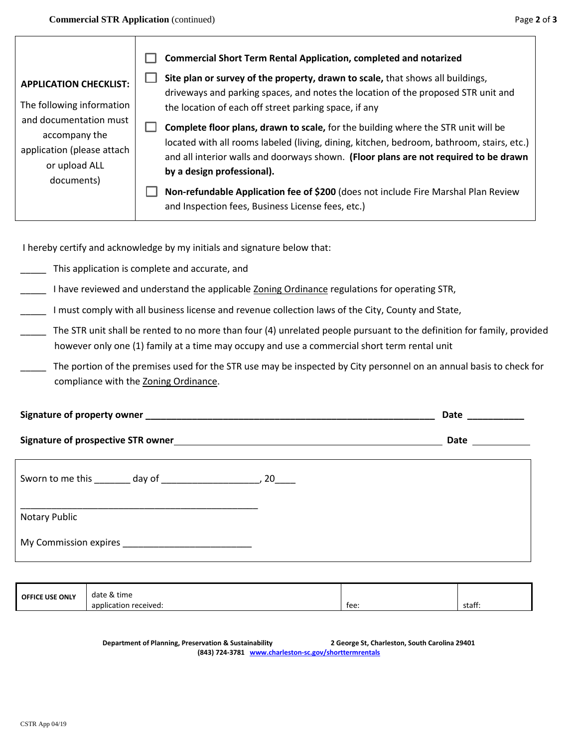| **APPLICATION CHECKLIST:** The following information and documentation must accompany the application (please attach or upload ALL documents) | ☐ **Commercial Short Term Rental Application, completed and notarized**<br>☐ **Site plan or survey of the property, drawn to scale,** that shows all buildings, driveways and parking spaces, and notes the location of the proposed STR unit and the location of each off street parking space, if any<br>☐ **Complete floor plans, drawn to scale,** for the building where the STR unit will be located with all rooms labeled (living, dining, kitchen, bedroom, bathroom, stairs, etc.) and all interior walls and doorways shown. **(Floor plans are not required to be drawn by a design professional).**<br>☐ **Non-refundable Application fee of $200** (does not include Fire Marshal Plan Review and Inspection fees, Business License fees, etc.) |
|---|---|

I hereby certify and acknowledge by my initials and signature below that:

_____ This application is complete and accurate, and

_____ I have reviewed and understand the applicable Zoning Ordinance regulations for operating STR,

_____ I must comply with all business license and revenue collection laws of the City, County and State,

_____ The STR unit shall be rented to no more than four (4) unrelated people pursuant to the definition for family, provided however only one (1) family at a time may occupy and use a commercial short term rental unit

_____ The portion of the premises used for the STR use may be inspected by City personnel on an annual basis to check for compliance with the Zoning Ordinance.

**Signature of property owner** ________________________________________________ **Date** __________

**Signature of prospective STR owner** ________________________________________________ **Date** __________

Sworn to me this _______ day of ___________________, 20____

_______________________________________________
Notary Public

My Commission expires _________________________

| OFFICE USE ONLY | date & time application received: | fee: | staff: |
|---|---|---|---|

**Department of Planning, Preservation & Sustainability** **2 George St, Charleston, South Carolina 29401**
**(843) 724-3781** **www.charleston-sc.gov/shorttermrentals**

CSTR App 04/19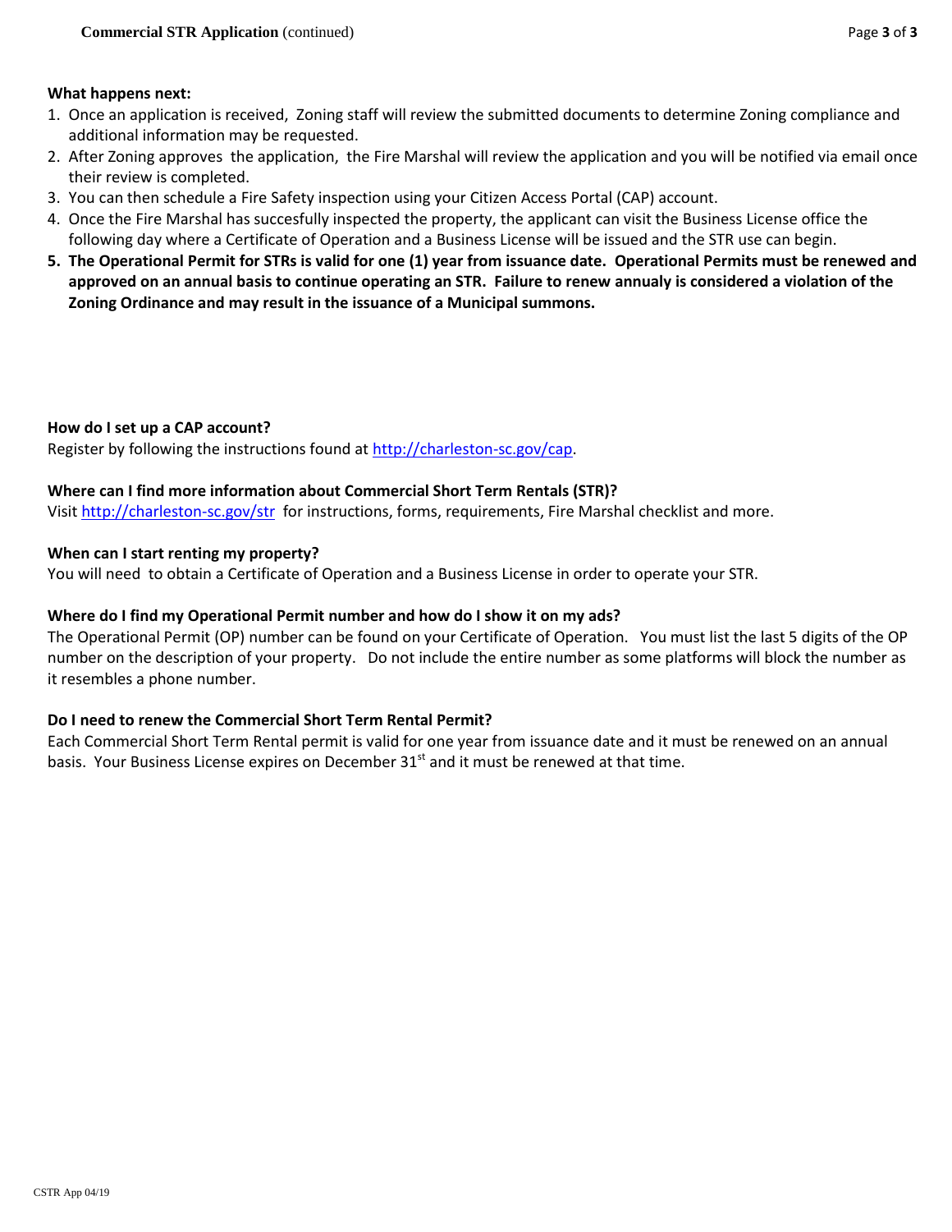**What happens next:**

1. Once an application is received, Zoning staff will review the submitted documents to determine Zoning compliance and additional information may be requested.
2. After Zoning approves the application, the Fire Marshal will review the application and you will be notified via email once their review is completed.
3. You can then schedule a Fire Safety inspection using your Citizen Access Portal (CAP) account.
4. Once the Fire Marshal has succesfully inspected the property, the applicant can visit the Business License office the following day where a Certificate of Operation and a Business License will be issued and the STR use can begin.
5. **The Operational Permit for STRs is valid for one (1) year from issuance date. Operational Permits must be renewed and approved on an annual basis to continue operating an STR. Failure to renew annualy is considered a violation of the Zoning Ordinance and may result in the issuance of a Municipal summons.**

**How do I set up a CAP account?**

Register by following the instructions found at [http://charleston-sc.gov/cap](http://charleston-sc.gov/cap).

**Where can I find more information about Commercial Short Term Rentals (STR)?**

Visit [http://charleston-sc.gov/str](http://charleston-sc.gov/str) for instructions, forms, requirements, Fire Marshal checklist and more.

**When can I start renting my property?**

You will need to obtain a Certificate of Operation and a Business License in order to operate your STR.

**Where do I find my Operational Permit number and how do I show it on my ads?**

The Operational Permit (OP) number can be found on your Certificate of Operation. You must list the last 5 digits of the OP number on the description of your property. Do not include the entire number as some platforms will block the number as it resembles a phone number.

**Do I need to renew the Commercial Short Term Rental Permit?**

Each Commercial Short Term Rental permit is valid for one year from issuance date and it must be renewed on an annual basis. Your Business License expires on December 31st and it must be renewed at that time.

CSTR App 04/19